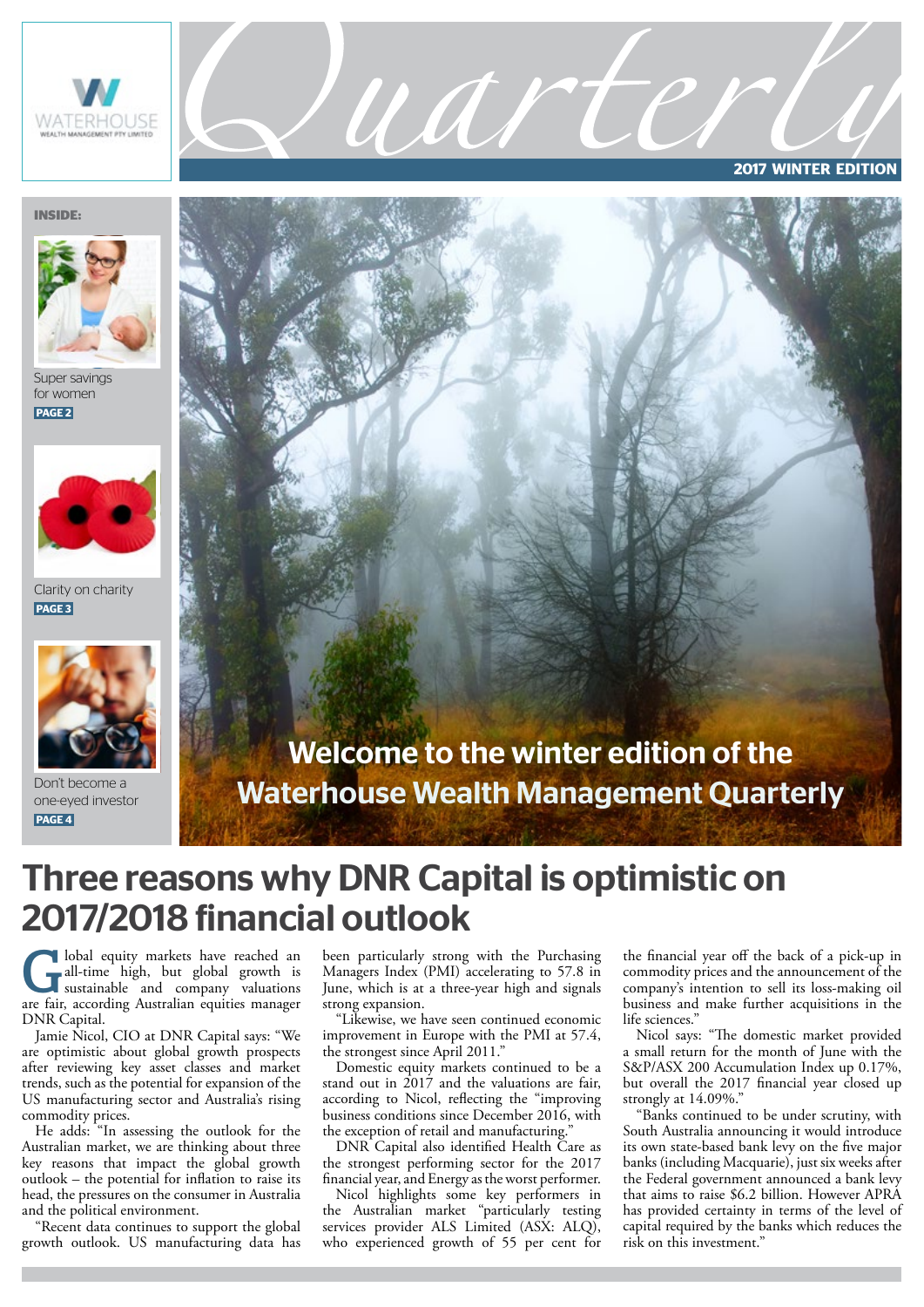WATERHOUSE WEALTH MANAGEMENT PTY LIMITED

# Quarterly

**2017 WINTER EDITION**

**INSIDE:**

Super savings for women **PAGE 2**

Clarity on charity **PAGE 3**

Don't become a one-eyed investor **PAGE 4**

**Welcome to the winter edition of the Waterhouse Wealth Management Quarterly**

# Three reasons why DNR Capital is optimistic on 2017/2018 financial outlook

Global equity markets have reached an all-time high, but global growth is sustainable and company valuations are fair, according Australian equities manager DNR Capital.

Jamie Nicol, CIO at DNR Capital says: "We are optimistic about global growth prospects after reviewing key asset classes and market trends, such as the potential for expansion of the US manufacturing sector and Australia's rising commodity prices.

He adds: "In assessing the outlook for the Australian market, we are thinking about three key reasons that impact the global growth outlook – the potential for inflation to raise its head, the pressures on the consumer in Australia and the political environment.

"Recent data continues to support the global growth outlook. US manufacturing data has been particularly strong with the Purchasing Managers Index (PMI) accelerating to 57.8 in June, which is at a three-year high and signals strong expansion.

"Likewise, we have seen continued economic improvement in Europe with the PMI at 57.4, the strongest since April 2011."

Domestic equity markets continued to be a stand out in 2017 and the valuations are fair, according to Nicol, reflecting the "improving business conditions since December 2016, with the exception of retail and manufacturing."

DNR Capital also identified Health Care as the strongest performing sector for the 2017 financial year, and Energy as the worst performer.

Nicol highlights some key performers in the Australian market "particularly testing services provider ALS Limited (ASX: ALQ), who experienced growth of 55 per cent for the financial year off the back of a pick-up in commodity prices and the announcement of the company's intention to sell its loss-making oil business and make further acquisitions in the life sciences."

Nicol says: "The domestic market provided a small return for the month of June with the S&P/ASX 200 Accumulation Index up 0.17%, but overall the 2017 financial year closed up strongly at 14.09%."

"Banks continued to be under scrutiny, with South Australia announcing it would introduce its own state-based bank levy on the five major banks (including Macquarie), just six weeks after the Federal government announced a bank levy that aims to raise $6.2 billion. However APRA has provided certainty in terms of the level of capital required by the banks which reduces the risk on this investment."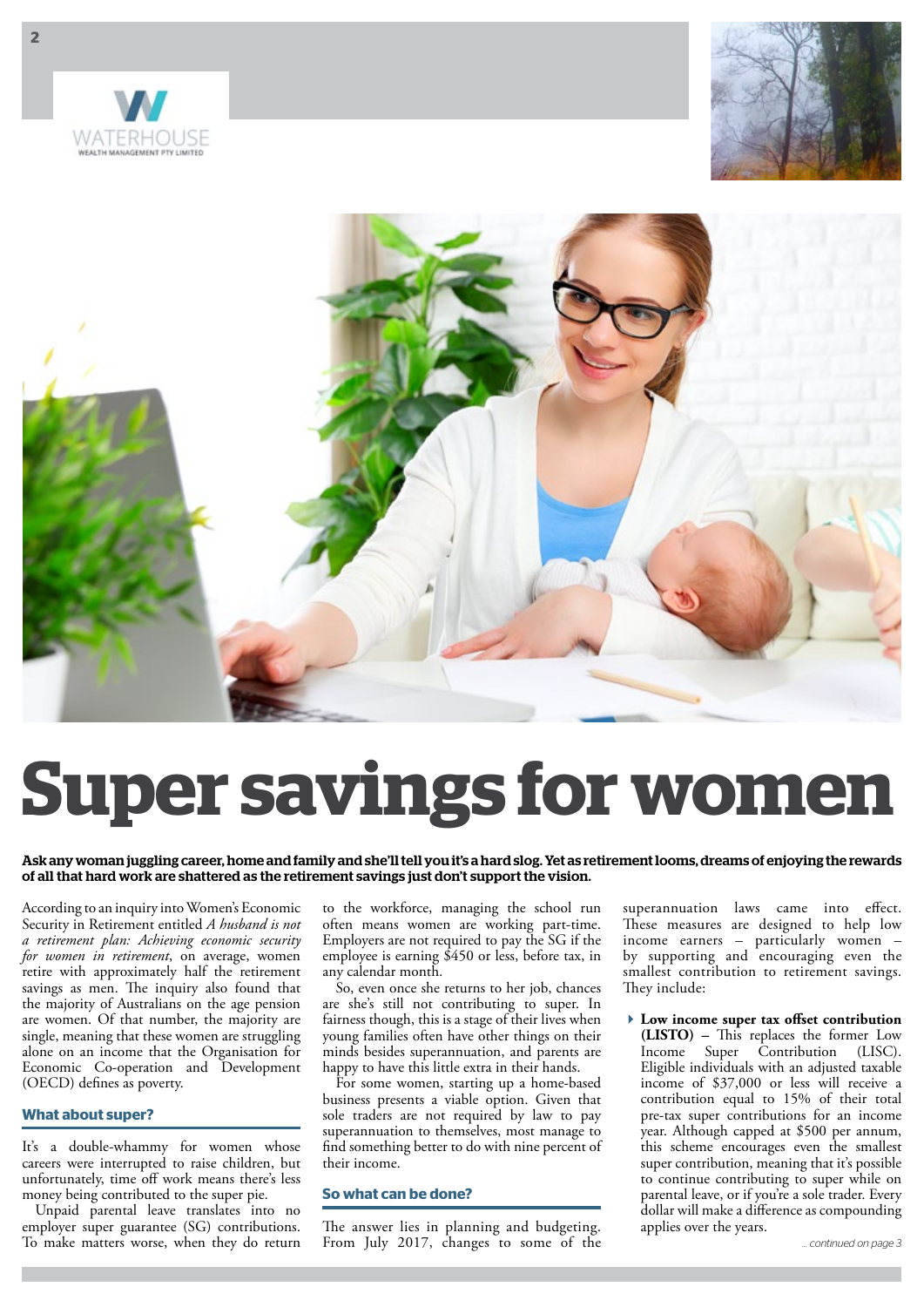# Super savings for women

**Ask any woman juggling career, home and family and she'll tell you it's a hard slog. Yet as retirement looms, dreams of enjoying the rewards of all that hard work are shattered as the retirement savings just don't support the vision.**

According to an inquiry into Women's Economic Security in Retirement entitled *A husband is not a retirement plan: Achieving economic security for women in retirement*, on average, women retire with approximately half the retirement savings as men. The inquiry also found that the majority of Australians on the age pension are women. Of that number, the majority are single, meaning that these women are struggling alone on an income that the Organisation for Economic Co-operation and Development (OECD) defines as poverty.

## What about super?

It's a double-whammy for women whose careers were interrupted to raise children, but unfortunately, time off work means there's less money being contributed to the super pie.

Unpaid parental leave translates into no employer super guarantee (SG) contributions. To make matters worse, when they do return to the workforce, managing the school run often means women are working part-time. Employers are not required to pay the SG if the employee is earning $450 or less, before tax, in any calendar month.

So, even once she returns to her job, chances are she's still not contributing to super. In fairness though, this is a stage of their lives when young families often have other things on their minds besides superannuation, and parents are happy to have this little extra in their hands.

For some women, starting up a home-based business presents a viable option. Given that sole traders are not required by law to pay superannuation to themselves, most manage to find something better to do with nine percent of their income.

## So what can be done?

The answer lies in planning and budgeting. From July 2017, changes to some of the superannuation laws came into effect. These measures are designed to help low income earners – particularly women – by supporting and encouraging even the smallest contribution to retirement savings. They include:

- **Low income super tax offset contribution (LISTO) –** This replaces the former Low Income Super Contribution (LISC). Eligible individuals with an adjusted taxable income of $37,000 or less will receive a contribution equal to 15% of their total pre-tax super contributions for an income year. Although capped at $500 per annum, this scheme encourages even the smallest super contribution, meaning that it's possible to continue contributing to super while on parental leave, or if you're a sole trader. Every dollar will make a difference as compounding applies over the years.

*... continued on page 3*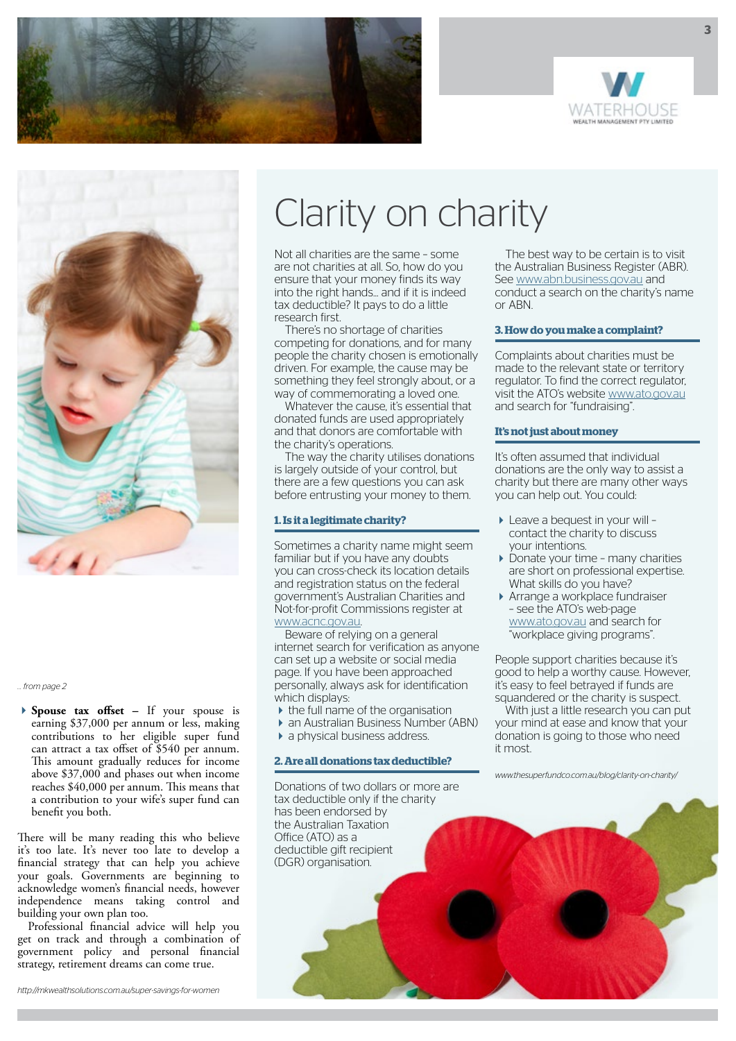*... from page 2*

- **Spouse tax offset** – If your spouse is earning $37,000 per annum or less, making contributions to her eligible super fund can attract a tax offset of $540 per annum. This amount gradually reduces for income above $37,000 and phases out when income reaches $40,000 per annum. This means that a contribution to your wife's super fund can benefit you both.

There will be many reading this who believe it's too late. It's never too late to develop a financial strategy that can help you achieve your goals. Governments are beginning to acknowledge women's financial needs, however independence means taking control and building your own plan too.

Professional financial advice will help you get on track and through a combination of government policy and personal financial strategy, retirement dreams can come true.

*http://mkwealthsolutions.com.au/super-savings-for-women*

# Clarity on charity

Not all charities are the same - some are not charities at all. So, how do you ensure that your money finds its way into the right hands... and if it is indeed tax deductible? It pays to do a little research first.

There's no shortage of charities competing for donations, and for many people the charity chosen is emotionally driven. For example, the cause may be something they feel strongly about, or a way of commemorating a loved one.

Whatever the cause, it's essential that donated funds are used appropriately and that donors are comfortable with the charity's operations.

The way the charity utilises donations is largely outside of your control, but there are a few questions you can ask before entrusting your money to them.

### 1. Is it a legitimate charity?

Sometimes a charity name might seem familiar but if you have any doubts you can cross-check its location details and registration status on the federal government's Australian Charities and Not-for-profit Commissions register at www.acnc.gov.au.

Beware of relying on a general internet search for verification as anyone can set up a website or social media page. If you have been approached personally, always ask for identification which displays:

- the full name of the organisation
- an Australian Business Number (ABN)
- a physical business address.

### 2. Are all donations tax deductible?

Donations of two dollars or more are tax deductible only if the charity has been endorsed by the Australian Taxation Office (ATO) as a deductible gift recipient (DGR) organisation.

The best way to be certain is to visit the Australian Business Register (ABR). See www.abn.business.gov.au and conduct a search on the charity's name or ABN.

### 3. How do you make a complaint?

Complaints about charities must be made to the relevant state or territory regulator. To find the correct regulator, visit the ATO's website www.ato.gov.au and search for "fundraising".

### It's not just about money

It's often assumed that individual donations are the only way to assist a charity but there are many other ways you can help out. You could:

- Leave a bequest in your will - contact the charity to discuss your intentions.
- Donate your time - many charities are short on professional expertise. What skills do you have?
- Arrange a workplace fundraiser - see the ATO's web-page www.ato.gov.au and search for "workplace giving programs".

People support charities because it's good to help a worthy cause. However, it's easy to feel betrayed if funds are squandered or the charity is suspect.

With just a little research you can put your mind at ease and know that your donation is going to those who need it most.

*www.thesuperfundco.com.au/blog/clarity-on-charity/*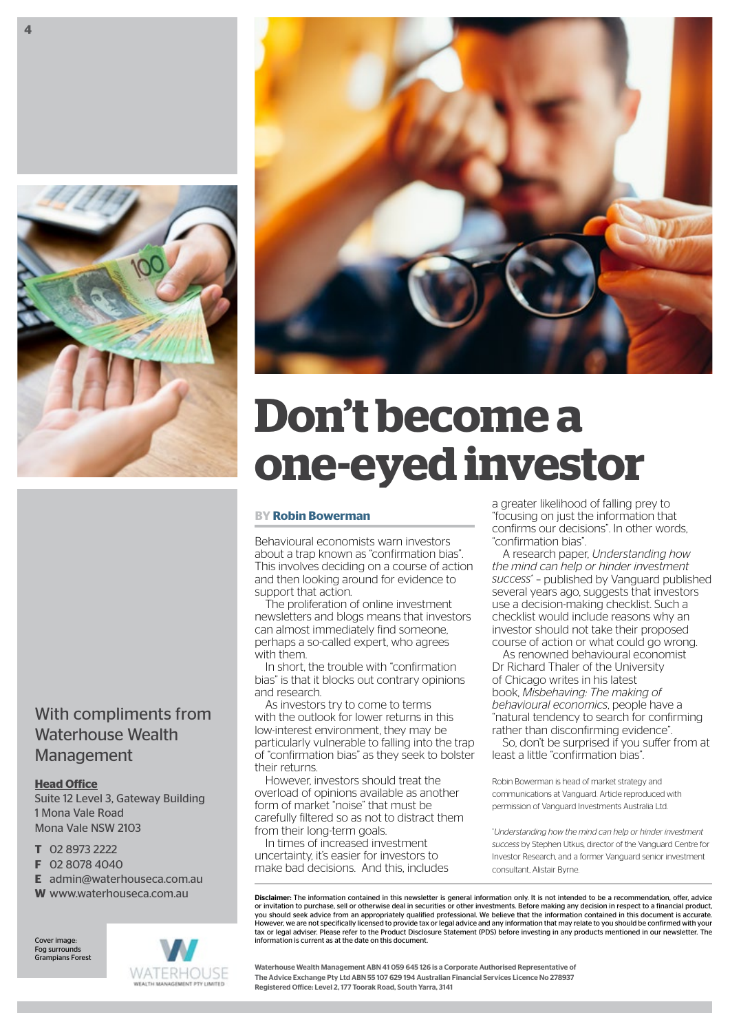# Don't become a one-eyed investor

**BY Robin Bowerman**

Behavioural economists warn investors about a trap known as "confirmation bias". This involves deciding on a course of action and then looking around for evidence to support that action.

The proliferation of online investment newsletters and blogs means that investors can almost immediately find someone, perhaps a so-called expert, who agrees with them.

In short, the trouble with "confirmation bias" is that it blocks out contrary opinions and research.

As investors try to come to terms with the outlook for lower returns in this low-interest environment, they may be particularly vulnerable to falling into the trap of "confirmation bias" as they seek to bolster their returns.

However, investors should treat the overload of opinions available as another form of market "noise" that must be carefully filtered so as not to distract them from their long-term goals.

In times of increased investment uncertainty, it's easier for investors to make bad decisions. And this, includes a greater likelihood of falling prey to "focusing on just the information that confirms our decisions". In other words, "confirmation bias".

A research paper, *Understanding how the mind can help or hinder investment success*\* – published by Vanguard published several years ago, suggests that investors use a decision-making checklist. Such a checklist would include reasons why an investor should not take their proposed course of action or what could go wrong.

As renowned behavioural economist Dr Richard Thaler of the University of Chicago writes in his latest book, *Misbehaving: The making of behavioural economics*, people have a "natural tendency to search for confirming rather than disconfirming evidence".

So, don't be surprised if you suffer from at least a little "confirmation bias".

Robin Bowerman is head of market strategy and communications at Vanguard. Article reproduced with permission of Vanguard Investments Australia Ltd.

\**Understanding how the mind can help or hinder investment success* by Stephen Utkus, director of the Vanguard Centre for Investor Research, and a former Vanguard senior investment consultant, Alistair Byrne.

## With compliments from Waterhouse Wealth Management

**Head Office**
Suite 12 Level 3, Gateway Building
1 Mona Vale Road
Mona Vale NSW 2103

**T** 02 8973 2222
**F** 02 8078 4040
**E** admin@waterhouseca.com.au
**W** www.waterhouseca.com.au

Cover image:
Fog surrounds
Grampians Forest

WATERHOUSE
WEALTH MANAGEMENT PTY LIMITED

**Disclaimer:** The information contained in this newsletter is general information only. It is not intended to be a recommendation, offer, advice or invitation to purchase, sell or otherwise deal in securities or other investments. Before making any decision in respect to a financial product, you should seek advice from an appropriately qualified professional. We believe that the information contained in this document is accurate. However, we are not specifically licensed to provide tax or legal advice and any information that may relate to you should be confirmed with your tax or legal adviser. Please refer to the Product Disclosure Statement (PDS) before investing in any products mentioned in our newsletter. The information is current as at the date on this document.

**Waterhouse Wealth Management ABN 41 059 645 126 is a Corporate Authorised Representative of The Advice Exchange Pty Ltd ABN 55 107 629 194 Australian Financial Services Licence No 278937 Registered Office: Level 2, 177 Toorak Road, South Yarra, 3141**